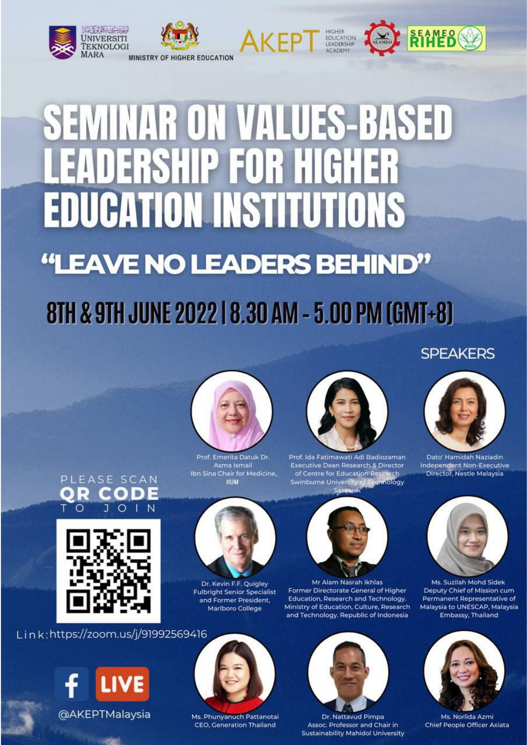UNIVERSITI TEKNOLOGI MARA

MINISTRY OF HIGHER EDUCATION

AKEPT HIGHER EDUCATION LEADERSHIP ACADEMY

SEAMEO

SEAMEO RIHED

# SEMINAR ON VALUES-BASED LEADERSHIP FOR HIGHER EDUCATION INSTITUTIONS

## "LEAVE NO LEADERS BEHIND"

## 8TH & 9TH JUNE 2022 | 8.30 AM - 5.00 PM (GMT+8)

### SPEAKERS

Prof. Emerita Datuk Dr. Asma Ismail
Ibn Sina Chair for Medicine, IIUM

Prof. Ida Fatimawati Adi Badiozaman
Executive Dean Research & Director of Centre for Education Research
Swinburne University of Technology Sarawak

Dato' Hamidah Naziadin
Independent Non-Executive Director, Nestle Malaysia

Dr. Kevin F.F. Quigley
Fulbright Senior Specialist and Former President, Marlboro College

Mr Alam Nasrah Ikhlas
Former Directorate General of Higher Education, Research and Technology. Ministry of Education, Culture, Research and Technology. Republic of Indonesia

Ms. Suzilah Mohd Sidek
Deputy Chief of Mission cum Permanent Representative of Malaysia to UNESCAP, Malaysia Embassy, Thailand

Ms. Phunyanuch Pattanotai
CEO, Generation Thailand

Dr. Nattavud Pimpa
Assoc. Professor and Chair in Sustainability Mahidol University

Ms. Norlida Azmi
Chief People Officer Axiata

PLEASE SCAN **QR CODE** TO JOIN

Link:https://zoom.us/j/91992569416

LIVE

@AKEPTMalaysia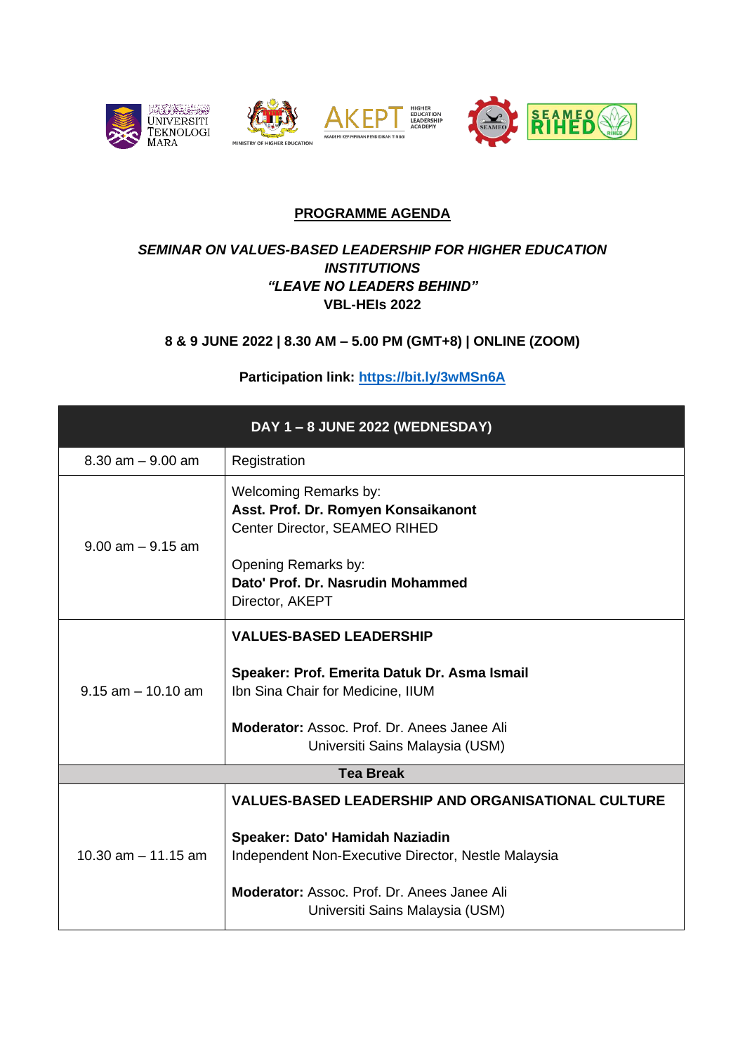## PROGRAMME AGENDA

***SEMINAR ON VALUES-BASED LEADERSHIP FOR HIGHER EDUCATION INSTITUTIONS***
***"LEAVE NO LEADERS BEHIND"***
**VBL-HEIs 2022**

**8 & 9 JUNE 2022 | 8.30 AM – 5.00 PM (GMT+8) | ONLINE (ZOOM)**

**Participation link: https://bit.ly/3wMSn6A**

| DAY 1 – 8 JUNE 2022 (WEDNESDAY) | |
|---|---|
| 8.30 am – 9.00 am | Registration |
| 9.00 am – 9.15 am | Welcoming Remarks by:<br>**Asst. Prof. Dr. Romyen Konsaikanont**<br>Center Director, SEAMEO RIHED<br><br>Opening Remarks by:<br>**Dato' Prof. Dr. Nasrudin Mohammed**<br>Director, AKEPT |
| 9.15 am – 10.10 am | **VALUES-BASED LEADERSHIP**<br><br>**Speaker: Prof. Emerita Datuk Dr. Asma Ismail**<br>Ibn Sina Chair for Medicine, IIUM<br><br>**Moderator:** Assoc. Prof. Dr. Anees Janee Ali<br>Universiti Sains Malaysia (USM) |
| **Tea Break** | |
| 10.30 am – 11.15 am | **VALUES-BASED LEADERSHIP AND ORGANISATIONAL CULTURE**<br><br>**Speaker: Dato' Hamidah Naziadin**<br>Independent Non-Executive Director, Nestle Malaysia<br><br>**Moderator:** Assoc. Prof. Dr. Anees Janee Ali<br>Universiti Sains Malaysia (USM) |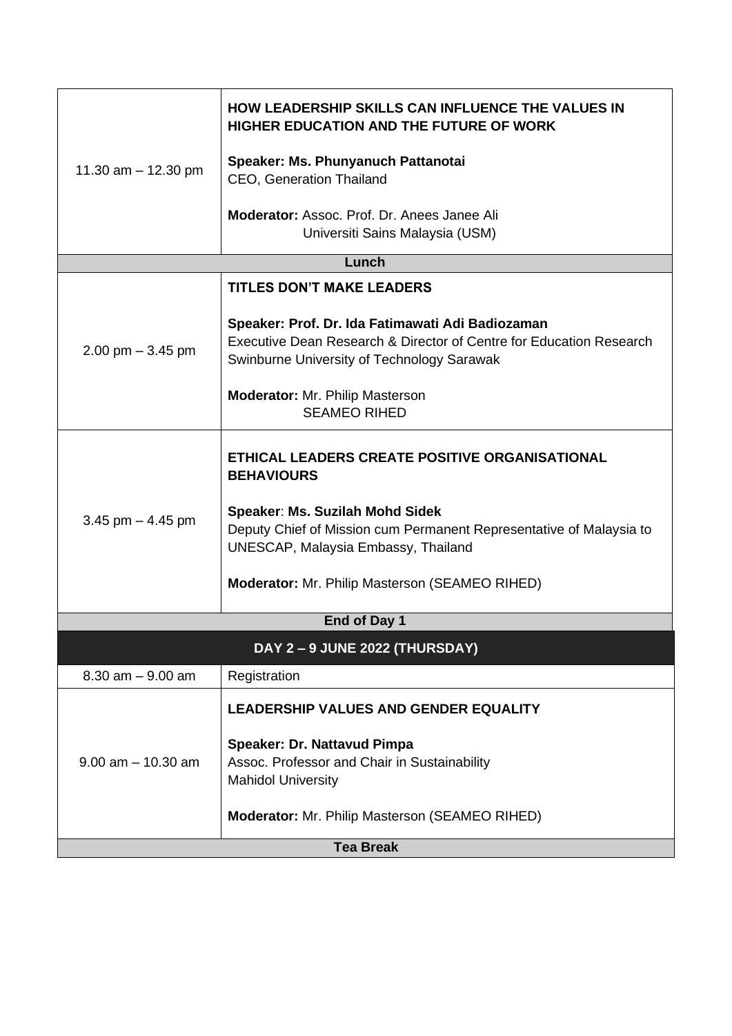| | |
|---|---|
| 11.30 am – 12.30 pm | **HOW LEADERSHIP SKILLS CAN INFLUENCE THE VALUES IN HIGHER EDUCATION AND THE FUTURE OF WORK**<br><br>**Speaker: Ms. Phunyanuch Pattanotai**<br>CEO, Generation Thailand<br><br>**Moderator:** Assoc. Prof. Dr. Anees Janee Ali<br>Universiti Sains Malaysia (USM) |
| **Lunch** | |
| 2.00 pm – 3.45 pm | **TITLES DON'T MAKE LEADERS**<br><br>**Speaker: Prof. Dr. Ida Fatimawati Adi Badiozaman**<br>Executive Dean Research & Director of Centre for Education Research<br>Swinburne University of Technology Sarawak<br><br>**Moderator:** Mr. Philip Masterson<br>SEAMEO RIHED |
| 3.45 pm – 4.45 pm | **ETHICAL LEADERS CREATE POSITIVE ORGANISATIONAL BEHAVIOURS**<br><br>**Speaker**: **Ms. Suzilah Mohd Sidek**<br>Deputy Chief of Mission cum Permanent Representative of Malaysia to UNESCAP, Malaysia Embassy, Thailand<br><br>**Moderator:** Mr. Philip Masterson (SEAMEO RIHED) |
| **End of Day 1** | |
| **DAY 2 – 9 JUNE 2022 (THURSDAY)** | |
| 8.30 am – 9.00 am | Registration |
| 9.00 am – 10.30 am | **LEADERSHIP VALUES AND GENDER EQUALITY**<br><br>**Speaker: Dr. Nattavud Pimpa**<br>Assoc. Professor and Chair in Sustainability<br>Mahidol University<br><br>**Moderator:** Mr. Philip Masterson (SEAMEO RIHED) |
| **Tea Break** | |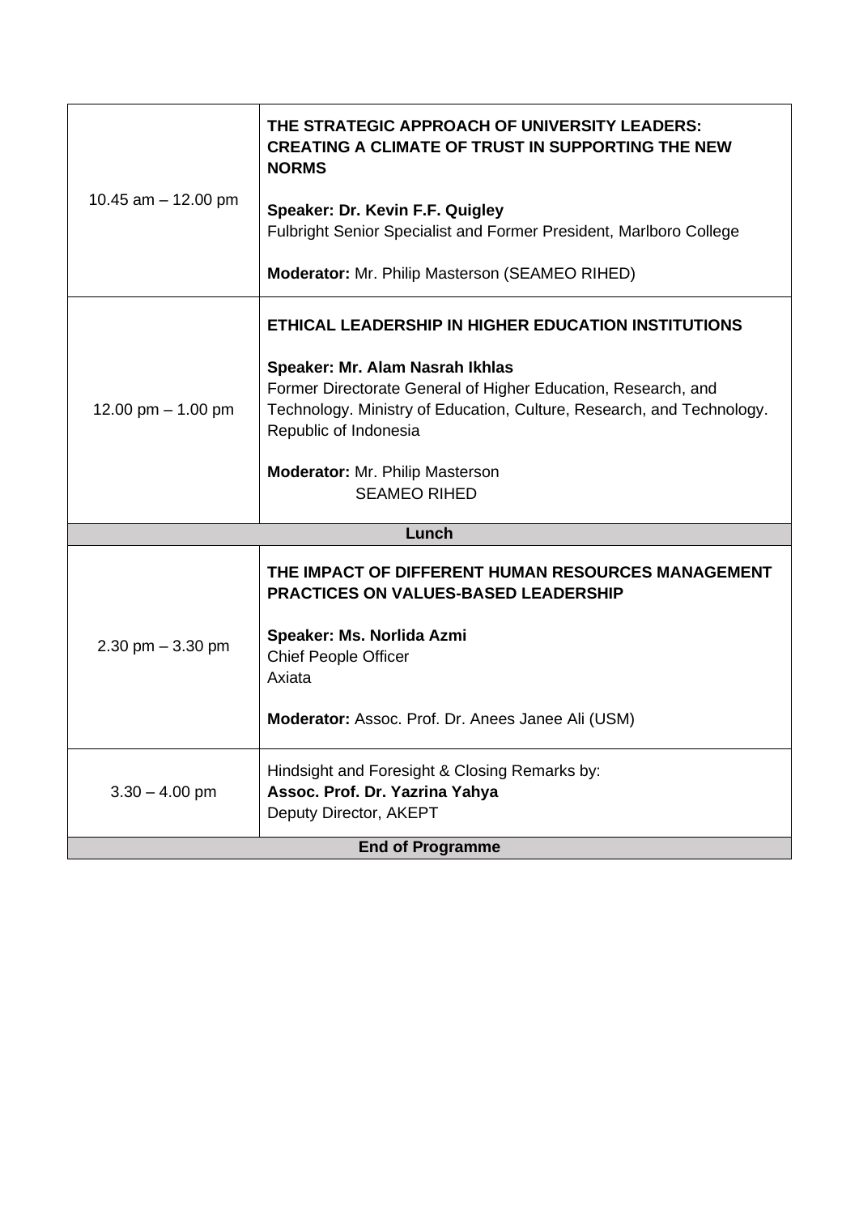| | |
|---|---|
| 10.45 am – 12.00 pm | **THE STRATEGIC APPROACH OF UNIVERSITY LEADERS: CREATING A CLIMATE OF TRUST IN SUPPORTING THE NEW NORMS**<br><br>**Speaker: Dr. Kevin F.F. Quigley**<br>Fulbright Senior Specialist and Former President, Marlboro College<br><br>**Moderator:** Mr. Philip Masterson (SEAMEO RIHED) |
| 12.00 pm – 1.00 pm | **ETHICAL LEADERSHIP IN HIGHER EDUCATION INSTITUTIONS**<br><br>**Speaker: Mr. Alam Nasrah Ikhlas**<br>Former Directorate General of Higher Education, Research, and Technology. Ministry of Education, Culture, Research, and Technology. Republic of Indonesia<br><br>**Moderator:** Mr. Philip Masterson<br>SEAMEO RIHED |
| **Lunch** | |
| 2.30 pm – 3.30 pm | **THE IMPACT OF DIFFERENT HUMAN RESOURCES MANAGEMENT PRACTICES ON VALUES-BASED LEADERSHIP**<br><br>**Speaker: Ms. Norlida Azmi**<br>Chief People Officer<br>Axiata<br><br>**Moderator:** Assoc. Prof. Dr. Anees Janee Ali (USM) |
| 3.30 – 4.00 pm | Hindsight and Foresight & Closing Remarks by:<br>**Assoc. Prof. Dr. Yazrina Yahya**<br>Deputy Director, AKEPT |
| **End of Programme** | |